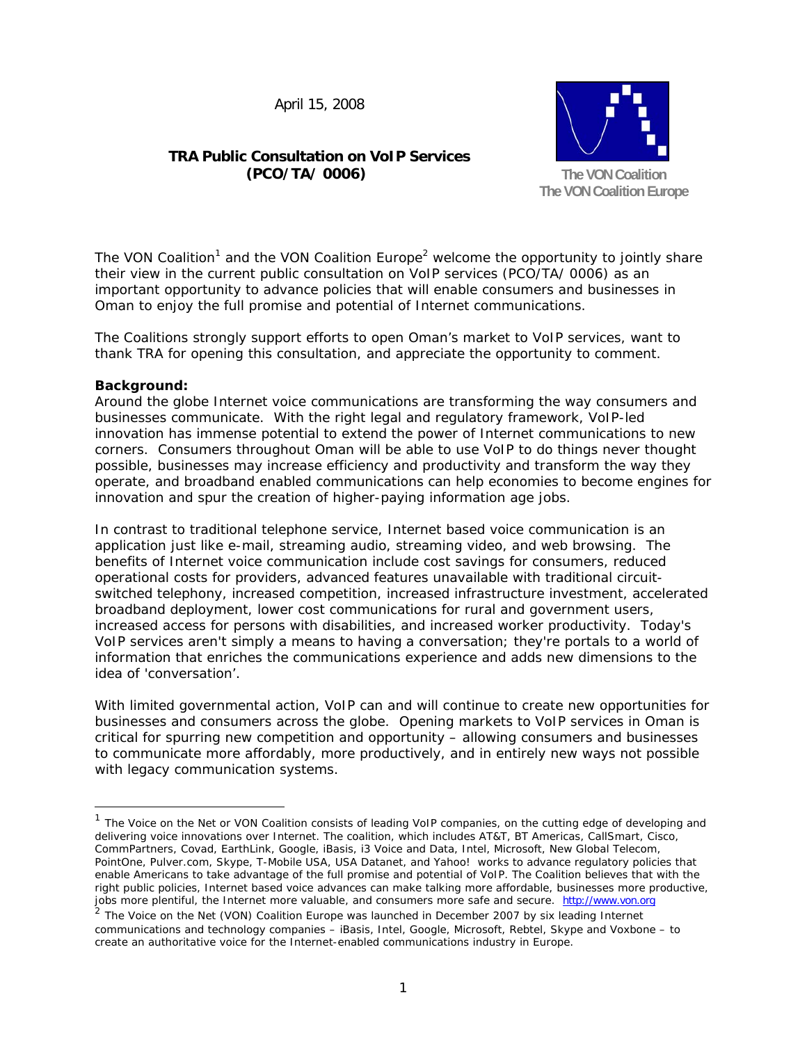April 15, 2008

**TRA Public Consultation on VoIP Services (PCO/TA/ 0006)**

**The VON Coalition**
**The VON Coalition Europe**

The VON Coalition[1] and the VON Coalition Europe[2] welcome the opportunity to jointly share their view in the current public consultation on VoIP services (PCO/TA/ 0006) as an important opportunity to advance policies that will enable consumers and businesses in Oman to enjoy the full promise and potential of Internet communications.

The Coalitions strongly support efforts to open Oman's market to VoIP services, want to thank TRA for opening this consultation, and appreciate the opportunity to comment.

**Background:**
Around the globe Internet voice communications are transforming the way consumers and businesses communicate. With the right legal and regulatory framework, VoIP-led innovation has immense potential to extend the power of Internet communications to new corners. Consumers throughout Oman will be able to use VoIP to do things never thought possible, businesses may increase efficiency and productivity and transform the way they operate, and broadband enabled communications can help economies to become engines for innovation and spur the creation of higher-paying information age jobs.

In contrast to traditional telephone service, Internet based voice communication is an application just like e-mail, streaming audio, streaming video, and web browsing. The benefits of Internet voice communication include cost savings for consumers, reduced operational costs for providers, advanced features unavailable with traditional circuit-switched telephony, increased competition, increased infrastructure investment, accelerated broadband deployment, lower cost communications for rural and government users, increased access for persons with disabilities, and increased worker productivity. Today's VoIP services aren't simply a means to having a conversation; they're portals to a world of information that enriches the communications experience and adds new dimensions to the idea of 'conversation'.

With limited governmental action, VoIP can and will continue to create new opportunities for businesses and consumers across the globe. Opening markets to VoIP services in Oman is critical for spurring new competition and opportunity – allowing consumers and businesses to communicate more affordably, more productively, and in entirely new ways not possible with legacy communication systems.

---

[1] The Voice on the Net or VON Coalition consists of leading VoIP companies, on the cutting edge of developing and delivering voice innovations over Internet. The coalition, which includes AT&T, BT Americas, CallSmart, Cisco, CommPartners, Covad, EarthLink, Google, iBasis, i3 Voice and Data, Intel, Microsoft, New Global Telecom, PointOne, Pulver.com, Skype, T-Mobile USA, USA Datanet, and Yahoo! works to advance regulatory policies that enable Americans to take advantage of the full promise and potential of VoIP. The Coalition believes that with the right public policies, Internet based voice advances can make talking more affordable, businesses more productive, jobs more plentiful, the Internet more valuable, and consumers more safe and secure. http://www.von.org

[2] The Voice on the Net (VON) Coalition Europe was launched in December 2007 by six leading Internet communications and technology companies – iBasis, Intel, Google, Microsoft, Rebtel, Skype and Voxbone – to create an authoritative voice for the Internet-enabled communications industry in Europe.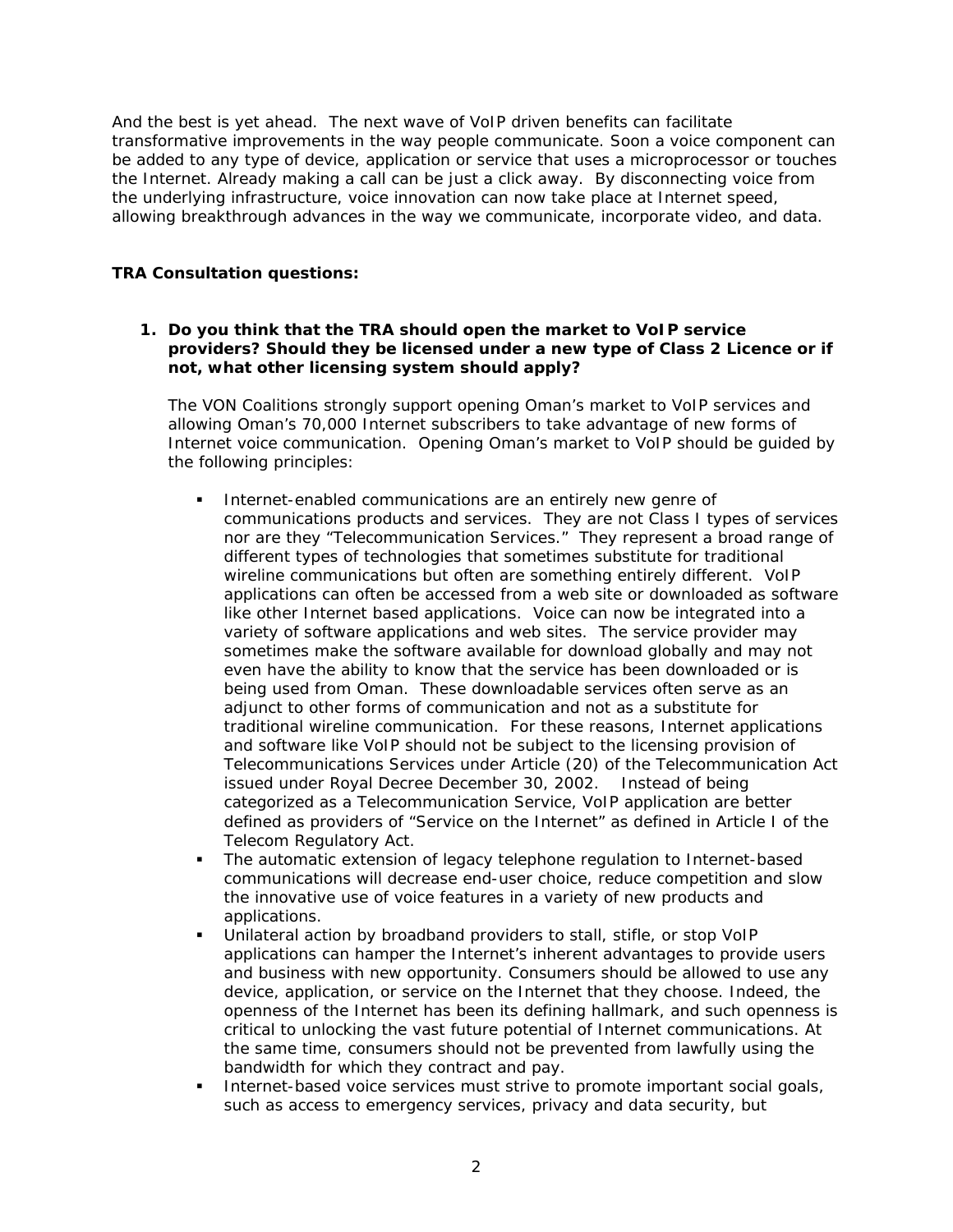And the best is yet ahead. The next wave of VoIP driven benefits can facilitate transformative improvements in the way people communicate. Soon a voice component can be added to any type of device, application or service that uses a microprocessor or touches the Internet. Already making a call can be just a click away. By disconnecting voice from the underlying infrastructure, voice innovation can now take place at Internet speed, allowing breakthrough advances in the way we communicate, incorporate video, and data.

**TRA Consultation questions:**

1. **Do you think that the TRA should open the market to VoIP service providers? Should they be licensed under a new type of Class 2 Licence or if not, what other licensing system should apply?**

   The VON Coalitions strongly support opening Oman's market to VoIP services and allowing Oman's 70,000 Internet subscribers to take advantage of new forms of Internet voice communication. Opening Oman's market to VoIP should be guided by the following principles:

   - Internet-enabled communications are an entirely new genre of communications products and services. They are not Class I types of services nor are they "Telecommunication Services." They represent a broad range of different types of technologies that sometimes substitute for traditional wireline communications but often are something entirely different. VoIP applications can often be accessed from a web site or downloaded as software like other Internet based applications. Voice can now be integrated into a variety of software applications and web sites. The service provider may sometimes make the software available for download globally and may not even have the ability to know that the service has been downloaded or is being used from Oman. These downloadable services often serve as an adjunct to other forms of communication and not as a substitute for traditional wireline communication. For these reasons, Internet applications and software like VoIP should not be subject to the licensing provision of Telecommunications Services under Article (20) of the Telecommunication Act issued under Royal Decree December 30, 2002. Instead of being categorized as a Telecommunication Service, VoIP application are better defined as providers of "Service on the Internet" as defined in Article I of the Telecom Regulatory Act.
   - The automatic extension of legacy telephone regulation to Internet-based communications will decrease end-user choice, reduce competition and slow the innovative use of voice features in a variety of new products and applications.
   - Unilateral action by broadband providers to stall, stifle, or stop VoIP applications can hamper the Internet's inherent advantages to provide users and business with new opportunity. Consumers should be allowed to use any device, application, or service on the Internet that they choose. Indeed, the openness of the Internet has been its defining hallmark, and such openness is critical to unlocking the vast future potential of Internet communications. At the same time, consumers should not be prevented from lawfully using the bandwidth for which they contract and pay.
   - Internet-based voice services must strive to promote important social goals, such as access to emergency services, privacy and data security, but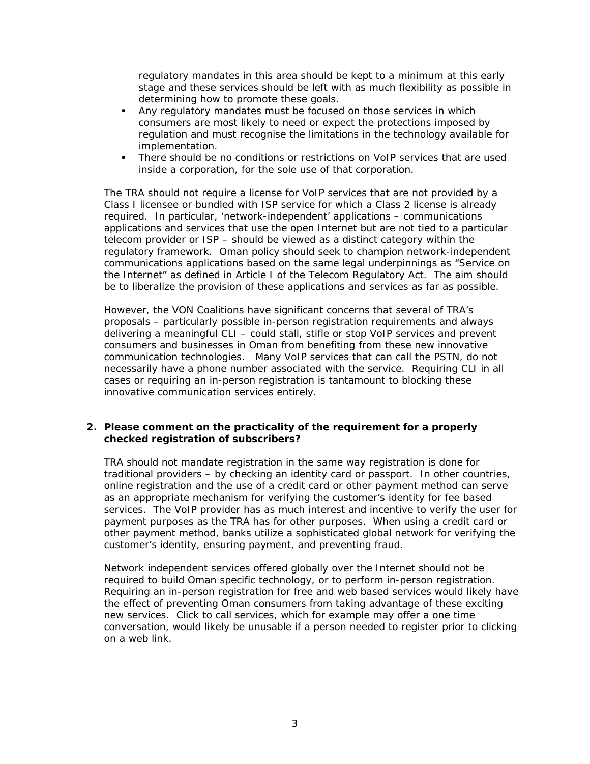regulatory mandates in this area should be kept to a minimum at this early stage and these services should be left with as much flexibility as possible in determining how to promote these goals.

- Any regulatory mandates must be focused on those services in which consumers are most likely to need or expect the protections imposed by regulation and must recognise the limitations in the technology available for implementation.
- There should be no conditions or restrictions on VoIP services that are used inside a corporation, for the sole use of that corporation.

The TRA should not require a license for VoIP services that are not provided by a Class I licensee or bundled with ISP service for which a Class 2 license is already required. In particular, 'network-independent' applications – communications applications and services that use the open Internet but are not tied to a particular telecom provider or ISP – should be viewed as a distinct category within the regulatory framework. Oman policy should seek to champion network-independent communications applications based on the same legal underpinnings as "Service on the Internet" as defined in Article I of the Telecom Regulatory Act. The aim should be to liberalize the provision of these applications and services as far as possible.

However, the VON Coalitions have significant concerns that several of TRA's proposals – particularly possible in-person registration requirements and always delivering a meaningful CLI – could stall, stifle or stop VoIP services and prevent consumers and businesses in Oman from benefiting from these new innovative communication technologies. Many VoIP services that can call the PSTN, do not necessarily have a phone number associated with the service. Requiring CLI in all cases or requiring an in-person registration is tantamount to blocking these innovative communication services entirely.

**2. Please comment on the practicality of the requirement for a properly checked registration of subscribers?**

TRA should not mandate registration in the same way registration is done for traditional providers – by checking an identity card or passport. In other countries, online registration and the use of a credit card or other payment method can serve as an appropriate mechanism for verifying the customer's identity for fee based services. The VoIP provider has as much interest and incentive to verify the user for payment purposes as the TRA has for other purposes. When using a credit card or other payment method, banks utilize a sophisticated global network for verifying the customer's identity, ensuring payment, and preventing fraud.

Network independent services offered globally over the Internet should not be required to build Oman specific technology, or to perform in-person registration. Requiring an in-person registration for free and web based services would likely have the effect of preventing Oman consumers from taking advantage of these exciting new services. Click to call services, which for example may offer a one time conversation, would likely be unusable if a person needed to register prior to clicking on a web link.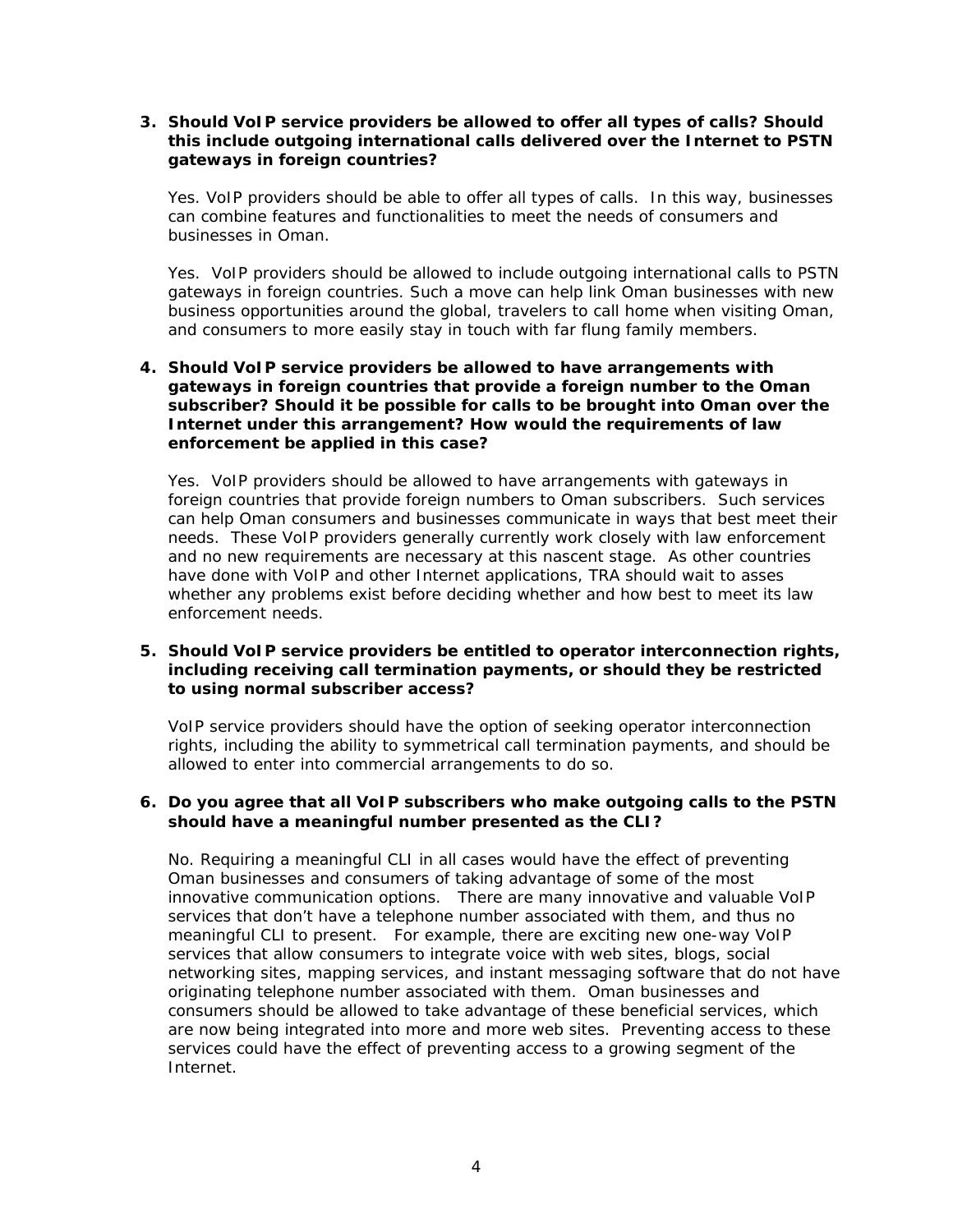3. **Should VoIP service providers be allowed to offer all types of calls? Should this include outgoing international calls delivered over the Internet to PSTN gateways in foreign countries?**

   Yes. VoIP providers should be able to offer all types of calls. In this way, businesses can combine features and functionalities to meet the needs of consumers and businesses in Oman.

   Yes. VoIP providers should be allowed to include outgoing international calls to PSTN gateways in foreign countries. Such a move can help link Oman businesses with new business opportunities around the global, travelers to call home when visiting Oman, and consumers to more easily stay in touch with far flung family members.

4. **Should VoIP service providers be allowed to have arrangements with gateways in foreign countries that provide a foreign number to the Oman subscriber? Should it be possible for calls to be brought into Oman over the Internet under this arrangement? How would the requirements of law enforcement be applied in this case?**

   Yes. VoIP providers should be allowed to have arrangements with gateways in foreign countries that provide foreign numbers to Oman subscribers. Such services can help Oman consumers and businesses communicate in ways that best meet their needs. These VoIP providers generally currently work closely with law enforcement and no new requirements are necessary at this nascent stage. As other countries have done with VoIP and other Internet applications, TRA should wait to asses whether any problems exist before deciding whether and how best to meet its law enforcement needs.

5. **Should VoIP service providers be entitled to operator interconnection rights, including receiving call termination payments, or should they be restricted to using normal subscriber access?**

   VoIP service providers should have the option of seeking operator interconnection rights, including the ability to symmetrical call termination payments, and should be allowed to enter into commercial arrangements to do so.

6. **Do you agree that all VoIP subscribers who make outgoing calls to the PSTN should have a meaningful number presented as the CLI?**

   No. Requiring a meaningful CLI in all cases would have the effect of preventing Oman businesses and consumers of taking advantage of some of the most innovative communication options. There are many innovative and valuable VoIP services that don't have a telephone number associated with them, and thus no meaningful CLI to present. For example, there are exciting new one-way VoIP services that allow consumers to integrate voice with web sites, blogs, social networking sites, mapping services, and instant messaging software that do not have originating telephone number associated with them. Oman businesses and consumers should be allowed to take advantage of these beneficial services, which are now being integrated into more and more web sites. Preventing access to these services could have the effect of preventing access to a growing segment of the Internet.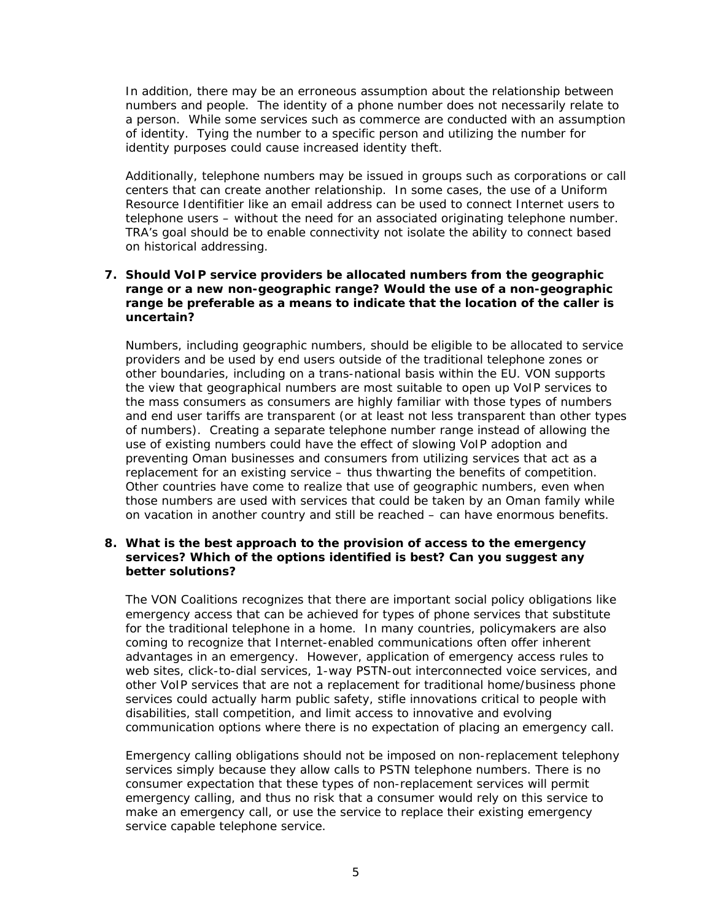In addition, there may be an erroneous assumption about the relationship between numbers and people. The identity of a phone number does not necessarily relate to a person. While some services such as commerce are conducted with an assumption of identity. Tying the number to a specific person and utilizing the number for identity purposes could cause increased identity theft.

Additionally, telephone numbers may be issued in groups such as corporations or call centers that can create another relationship. In some cases, the use of a Uniform Resource Identifitier like an email address can be used to connect Internet users to telephone users – without the need for an associated originating telephone number. TRA's goal should be to enable connectivity not isolate the ability to connect based on historical addressing.

**7. Should VoIP service providers be allocated numbers from the geographic range or a new non-geographic range? Would the use of a non-geographic range be preferable as a means to indicate that the location of the caller is uncertain?**

Numbers, including geographic numbers, should be eligible to be allocated to service providers and be used by end users outside of the traditional telephone zones or other boundaries, including on a trans-national basis within the EU. VON supports the view that geographical numbers are most suitable to open up VoIP services to the mass consumers as consumers are highly familiar with those types of numbers and end user tariffs are transparent (or at least not less transparent than other types of numbers). Creating a separate telephone number range instead of allowing the use of existing numbers could have the effect of slowing VoIP adoption and preventing Oman businesses and consumers from utilizing services that act as a replacement for an existing service – thus thwarting the benefits of competition. Other countries have come to realize that use of geographic numbers, even when those numbers are used with services that could be taken by an Oman family while on vacation in another country and still be reached – can have enormous benefits.

**8. What is the best approach to the provision of access to the emergency services? Which of the options identified is best? Can you suggest any better solutions?**

The VON Coalitions recognizes that there are important social policy obligations like emergency access that can be achieved for types of phone services that substitute for the traditional telephone in a home. In many countries, policymakers are also coming to recognize that Internet-enabled communications often offer inherent advantages in an emergency. However, application of emergency access rules to web sites, click-to-dial services, 1-way PSTN-out interconnected voice services, and other VoIP services that are not a replacement for traditional home/business phone services could actually harm public safety, stifle innovations critical to people with disabilities, stall competition, and limit access to innovative and evolving communication options where there is no expectation of placing an emergency call.

Emergency calling obligations should not be imposed on non-replacement telephony services simply because they allow calls to PSTN telephone numbers. There is no consumer expectation that these types of non-replacement services will permit emergency calling, and thus no risk that a consumer would rely on this service to make an emergency call, or use the service to replace their existing emergency service capable telephone service.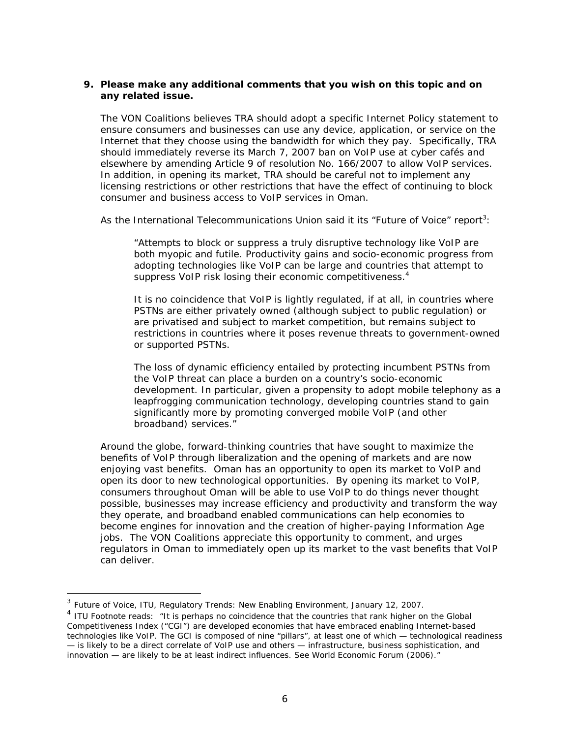**9. Please make any additional comments that you wish on this topic and on any related issue.**

The VON Coalitions believes TRA should adopt a specific Internet Policy statement to ensure consumers and businesses can use any device, application, or service on the Internet that they choose using the bandwidth for which they pay. Specifically, TRA should immediately reverse its March 7, 2007 ban on VoIP use at cyber cafés and elsewhere by amending Article 9 of resolution No. 166/2007 to allow VoIP services. In addition, in opening its market, TRA should be careful not to implement any licensing restrictions or other restrictions that have the effect of continuing to block consumer and business access to VoIP services in Oman.

As the International Telecommunications Union said it its "Future of Voice" report[3]:

> "Attempts to block or suppress a truly disruptive technology like VoIP are both myopic and futile. Productivity gains and socio-economic progress from adopting technologies like VoIP can be large and countries that attempt to suppress VoIP risk losing their economic competitiveness.[4]
>
> It is no coincidence that VoIP is lightly regulated, if at all, in countries where PSTNs are either privately owned (although subject to public regulation) or are privatised and subject to market competition, but remains subject to restrictions in countries where it poses revenue threats to government-owned or supported PSTNs.
>
> The loss of dynamic efficiency entailed by protecting incumbent PSTNs from the VoIP threat can place a burden on a country's socio-economic development. In particular, given a propensity to adopt mobile telephony as a leapfrogging communication technology, developing countries stand to gain significantly more by promoting converged mobile VoIP (and other broadband) services."

Around the globe, forward-thinking countries that have sought to maximize the benefits of VoIP through liberalization and the opening of markets and are now enjoying vast benefits. Oman has an opportunity to open its market to VoIP and open its door to new technological opportunities. By opening its market to VoIP, consumers throughout Oman will be able to use VoIP to do things never thought possible, businesses may increase efficiency and productivity and transform the way they operate, and broadband enabled communications can help economies to become engines for innovation and the creation of higher-paying Information Age jobs. The VON Coalitions appreciate this opportunity to comment, and urges regulators in Oman to immediately open up its market to the vast benefits that VoIP can deliver.

---

[3] Future of Voice, ITU, Regulatory Trends: New Enabling Environment, January 12, 2007.

[4] ITU Footnote reads: "It is perhaps no coincidence that the countries that rank higher on the Global Competitiveness Index ("CGI") are developed economies that have embraced enabling Internet-based technologies like VoIP. The GCI is composed of nine "pillars", at least one of which — technological readiness — is likely to be a direct correlate of VoIP use and others — infrastructure, business sophistication, and innovation — are likely to be at least indirect influences. See World Economic Forum (2006)."